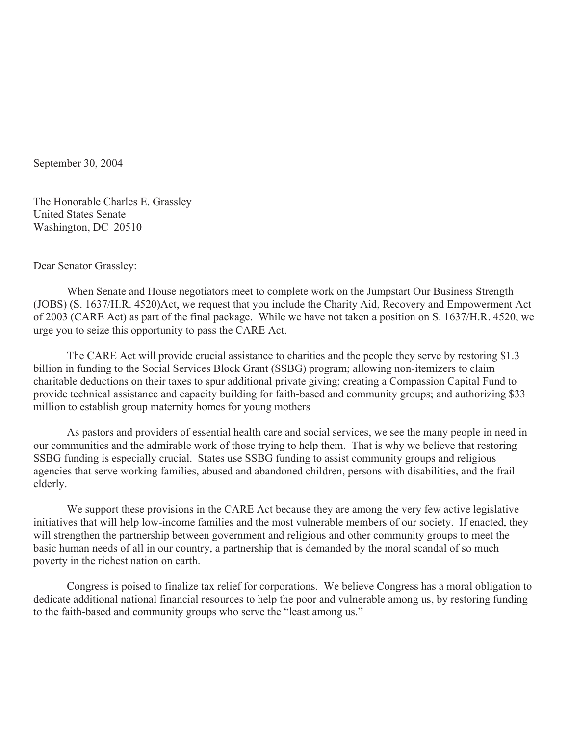September 30, 2004

The Honorable Charles E. Grassley
United States Senate
Washington, DC 20510

Dear Senator Grassley:

When Senate and House negotiators meet to complete work on the Jumpstart Our Business Strength (JOBS) (S. 1637/H.R. 4520)Act, we request that you include the Charity Aid, Recovery and Empowerment Act of 2003 (CARE Act) as part of the final package. While we have not taken a position on S. 1637/H.R. 4520, we urge you to seize this opportunity to pass the CARE Act.

The CARE Act will provide crucial assistance to charities and the people they serve by restoring $1.3 billion in funding to the Social Services Block Grant (SSBG) program; allowing non-itemizers to claim charitable deductions on their taxes to spur additional private giving; creating a Compassion Capital Fund to provide technical assistance and capacity building for faith-based and community groups; and authorizing $33 million to establish group maternity homes for young mothers

As pastors and providers of essential health care and social services, we see the many people in need in our communities and the admirable work of those trying to help them. That is why we believe that restoring SSBG funding is especially crucial. States use SSBG funding to assist community groups and religious agencies that serve working families, abused and abandoned children, persons with disabilities, and the frail elderly.

We support these provisions in the CARE Act because they are among the very few active legislative initiatives that will help low-income families and the most vulnerable members of our society. If enacted, they will strengthen the partnership between government and religious and other community groups to meet the basic human needs of all in our country, a partnership that is demanded by the moral scandal of so much poverty in the richest nation on earth.

Congress is poised to finalize tax relief for corporations. We believe Congress has a moral obligation to dedicate additional national financial resources to help the poor and vulnerable among us, by restoring funding to the faith-based and community groups who serve the "least among us."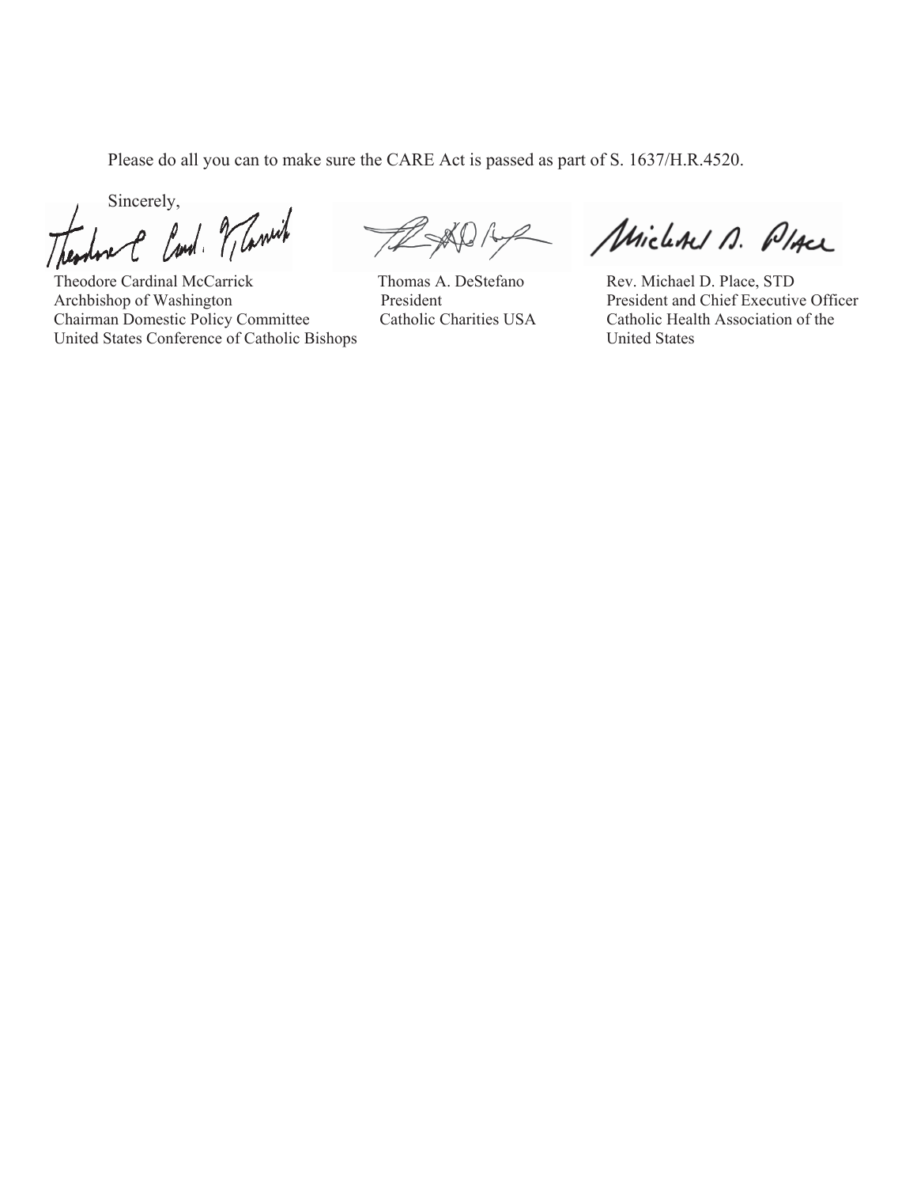Please do all you can to make sure the CARE Act is passed as part of S. 1637/H.R.4520.

Sincerely,

Theodore Cardinal McCarrick
Archbishop of Washington
Chairman Domestic Policy Committee
United States Conference of Catholic Bishops

Thomas A. DeStefano
President
Catholic Charities USA

Rev. Michael D. Place, STD
President and Chief Executive Officer
Catholic Health Association of the United States